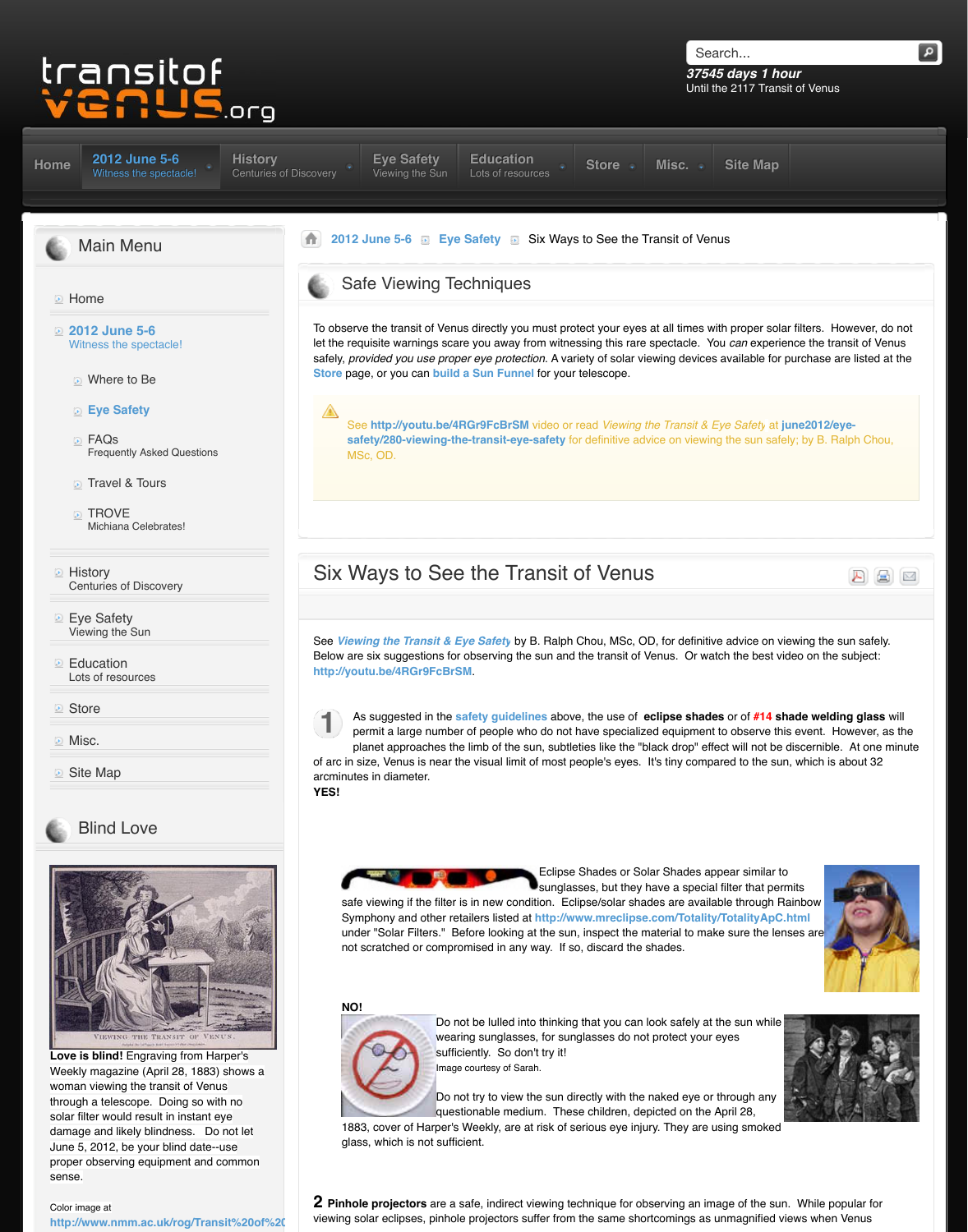transitof venus.org

37545 days 1 hour
Until the 2117 Transit of Venus

Home | 2012 June 5-6 Witness the spectacle! | History Centuries of Discovery | Eye Safety Viewing the Sun | Education Lots of resources | Store | Misc. | Site Map

## Main Menu

- Home
- 2012 June 5-6
  Witness the spectacle!
  - Where to Be
  - Eye Safety
  - FAQs
    Frequently Asked Questions
  - Travel & Tours
  - TROVE
    Michiana Celebrates!
- History
  Centuries of Discovery
- Eye Safety
  Viewing the Sun
- Education
  Lots of resources
- Store
- Misc.
- Site Map

## Blind Love

VIEWING THE TRANSIT OF VENUS.

**Love is blind!** Engraving from Harper's Weekly magazine (April 28, 1883) shows a woman viewing the transit of Venus through a telescope. Doing so with no solar filter would result in instant eye damage and likely blindness. Do not let June 5, 2012, be your blind date--use proper observing equipment and common sense.

Color image at
http://www.nmm.ac.uk/rog/Transit%20of%20

2012 June 5-6 » Eye Safety » Six Ways to See the Transit of Venus

## Safe Viewing Techniques

To observe the transit of Venus directly you must protect your eyes at all times with proper solar filters. However, do not let the requisite warnings scare you away from witnessing this rare spectacle. You *can* experience the transit of Venus safely, *provided you use proper eye protection.* A variety of solar viewing devices available for purchase are listed at the Store page, or you can build a Sun Funnel for your telescope.

See http://youtu.be/4RGr9FcBrSM video or read *Viewing the Transit & Eye Safety* at june2012/eye-safety/280-viewing-the-transit-eye-safety for definitive advice on viewing the sun safely; by B. Ralph Chou, MSc, OD.

# Six Ways to See the Transit of Venus

See ***Viewing the Transit & Eye Safety*** by B. Ralph Chou, MSc, OD, for definitive advice on viewing the sun safely. Below are six suggestions for observing the sun and the transit of Venus. Or watch the best video on the subject: http://youtu.be/4RGr9FcBrSM.

**1** As suggested in the safety guidelines above, the use of **eclipse shades** or of **#14 shade welding glass** will permit a large number of people who do not have specialized equipment to observe this event. However, as the planet approaches the limb of the sun, subtleties like the "black drop" effect will not be discernible. At one minute of arc in size, Venus is near the visual limit of most people's eyes. It's tiny compared to the sun, which is about 32 arcminutes in diameter.

**YES!**

Eclipse Shades or Solar Shades appear similar to sunglasses, but they have a special filter that permits safe viewing if the filter is in new condition. Eclipse/solar shades are available through Rainbow Symphony and other retailers listed at http://www.mreclipse.com/Totality/TotalityApC.html under "Solar Filters." Before looking at the sun, inspect the material to make sure the lenses are not scratched or compromised in any way. If so, discard the shades.

**NO!**

Do not be lulled into thinking that you can look safely at the sun while wearing sunglasses, for sunglasses do not protect your eyes sufficiently. So don't try it!

Image courtesy of Sarah.

Do not try to view the sun directly with the naked eye or through any questionable medium. These children, depicted on the April 28, 1883, cover of Harper's Weekly, are at risk of serious eye injury. They are using smoked glass, which is not sufficient.

**2** **Pinhole projectors** are a safe, indirect viewing technique for observing an image of the sun. While popular for viewing solar eclipses, pinhole projectors suffer from the same shortcomings as unmagnified views when Venus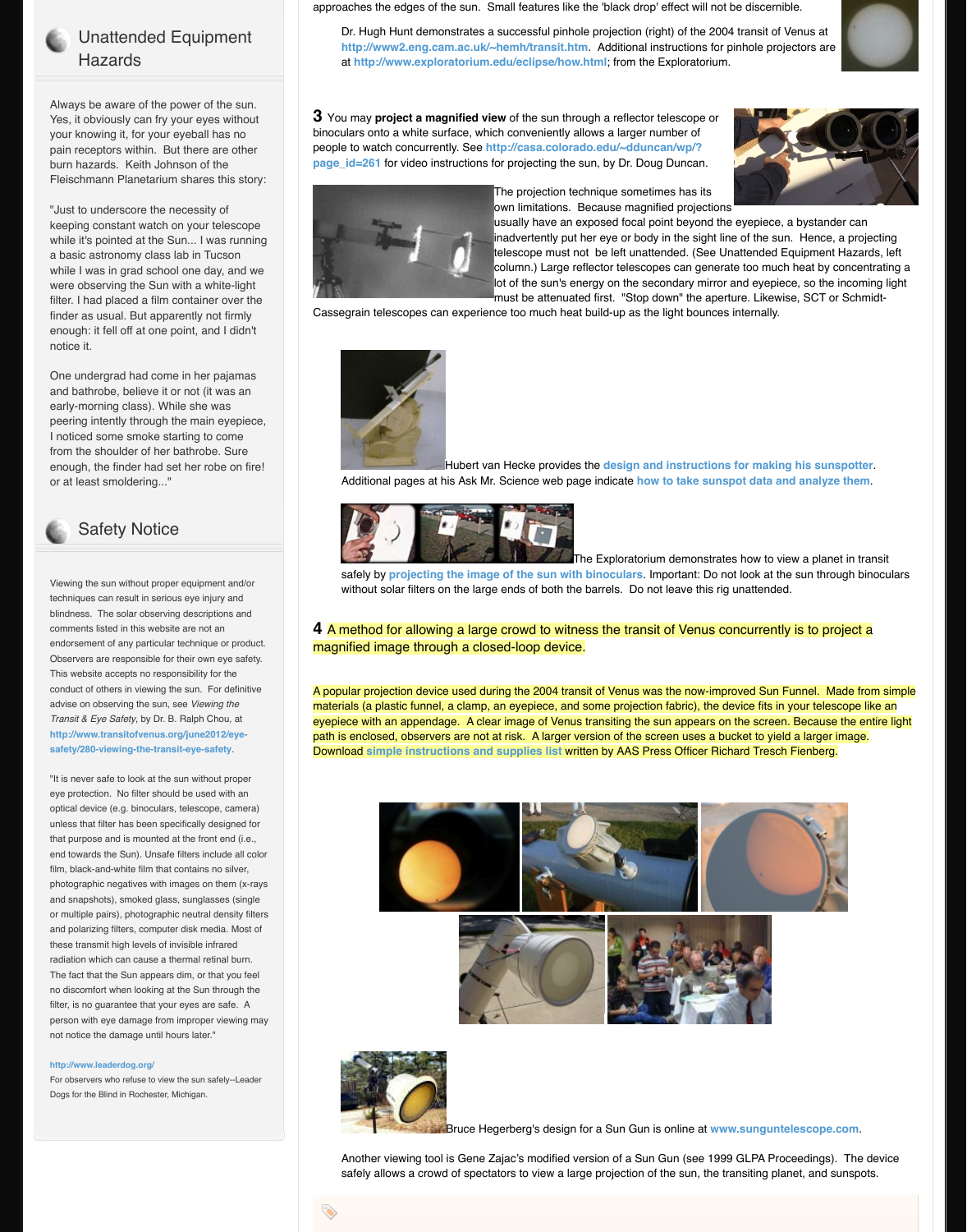approaches the edges of the sun. Small features like the 'black drop' effect will not be discernible.

Dr. Hugh Hunt demonstrates a successful pinhole projection (right) of the 2004 transit of Venus at http://www2.eng.cam.ac.uk/~hemh/transit.htm. Additional instructions for pinhole projectors are at http://www.exploratorium.edu/eclipse/how.html; from the Exploratorium.

**3** You may **project a magnified view** of the sun through a reflector telescope or binoculars onto a white surface, which conveniently allows a larger number of people to watch concurrently. See http://casa.colorado.edu/~dduncan/wp/?page_id=261 for video instructions for projecting the sun, by Dr. Doug Duncan.

The projection technique sometimes has its own limitations. Because magnified projections usually have an exposed focal point beyond the eyepiece, a bystander can inadvertently put her eye or body in the sight line of the sun. Hence, a projecting telescope must not be left unattended. (See Unattended Equipment Hazards, left column.) Large reflector telescopes can generate too much heat by concentrating a lot of the sun's energy on the secondary mirror and eyepiece, so the incoming light must be attenuated first. "Stop down" the aperture. Likewise, SCT or Schmidt-Cassegrain telescopes can experience too much heat build-up as the light bounces internally.

Hubert van Hecke provides the design and instructions for making his sunspotter. Additional pages at his Ask Mr. Science web page indicate how to take sunspot data and analyze them.

The Exploratorium demonstrates how to view a planet in transit safely by projecting the image of the sun with binoculars. Important: Do not look at the sun through binoculars without solar filters on the large ends of both the barrels. Do not leave this rig unattended.

**4** A method for allowing a large crowd to witness the transit of Venus concurrently is to project a magnified image through a closed-loop device.

A popular projection device used during the 2004 transit of Venus was the now-improved Sun Funnel. Made from simple materials (a plastic funnel, a clamp, an eyepiece, and some projection fabric), the device fits in your telescope like an eyepiece with an appendage. A clear image of Venus transiting the sun appears on the screen. Because the entire light path is enclosed, observers are not at risk. A larger version of the screen uses a bucket to yield a larger image. Download simple instructions and supplies list written by AAS Press Officer Richard Tresch Fienberg.

Bruce Hegerberg's design for a Sun Gun is online at www.sunguntelescope.com.

Another viewing tool is Gene Zajac's modified version of a Sun Gun (see 1999 GLPA Proceedings). The device safely allows a crowd of spectators to view a large projection of the sun, the transiting planet, and sunspots.

## Unattended Equipment Hazards

Always be aware of the power of the sun. Yes, it obviously can fry your eyes without your knowing it, for your eyeball has no pain receptors within. But there are other burn hazards. Keith Johnson of the Fleischmann Planetarium shares this story:

"Just to underscore the necessity of keeping constant watch on your telescope while it's pointed at the Sun... I was running a basic astronomy class lab in Tucson while I was in grad school one day, and we were observing the Sun with a white-light filter. I had placed a film container over the finder as usual. But apparently not firmly enough: it fell off at one point, and I didn't notice it.

One undergrad had come in her pajamas and bathrobe, believe it or not (it was an early-morning class). While she was peering intently through the main eyepiece, I noticed some smoke starting to come from the shoulder of her bathrobe. Sure enough, the finder had set her robe on fire! or at least smoldering..."

## Safety Notice

Viewing the sun without proper equipment and/or techniques can result in serious eye injury and blindness. The solar observing descriptions and comments listed in this website are not an endorsement of any particular technique or product. Observers are responsible for their own eye safety. This website accepts no responsibility for the conduct of others in viewing the sun. For definitive advise on observing the sun, see *Viewing the Transit & Eye Safety*, by Dr. B. Ralph Chou, at http://www.transitofvenus.org/june2012/eye-safety/280-viewing-the-transit-eye-safety.

"It is never safe to look at the sun without proper eye protection. No filter should be used with an optical device (e.g. binoculars, telescope, camera) unless that filter has been specifically designed for that purpose and is mounted at the front end (i.e., end towards the Sun). Unsafe filters include all color film, black-and-white film that contains no silver, photographic negatives with images on them (x-rays and snapshots), smoked glass, sunglasses (single or multiple pairs), photographic neutral density filters and polarizing filters, computer disk media. Most of these transmit high levels of invisible infrared radiation which can cause a thermal retinal burn. The fact that the Sun appears dim, or that you feel no discomfort when looking at the Sun through the filter, is no guarantee that your eyes are safe. A person with eye damage from improper viewing may not notice the damage until hours later."

http://www.leaderdog.org/

For observers who refuse to view the sun safely--Leader Dogs for the Blind in Rochester, Michigan.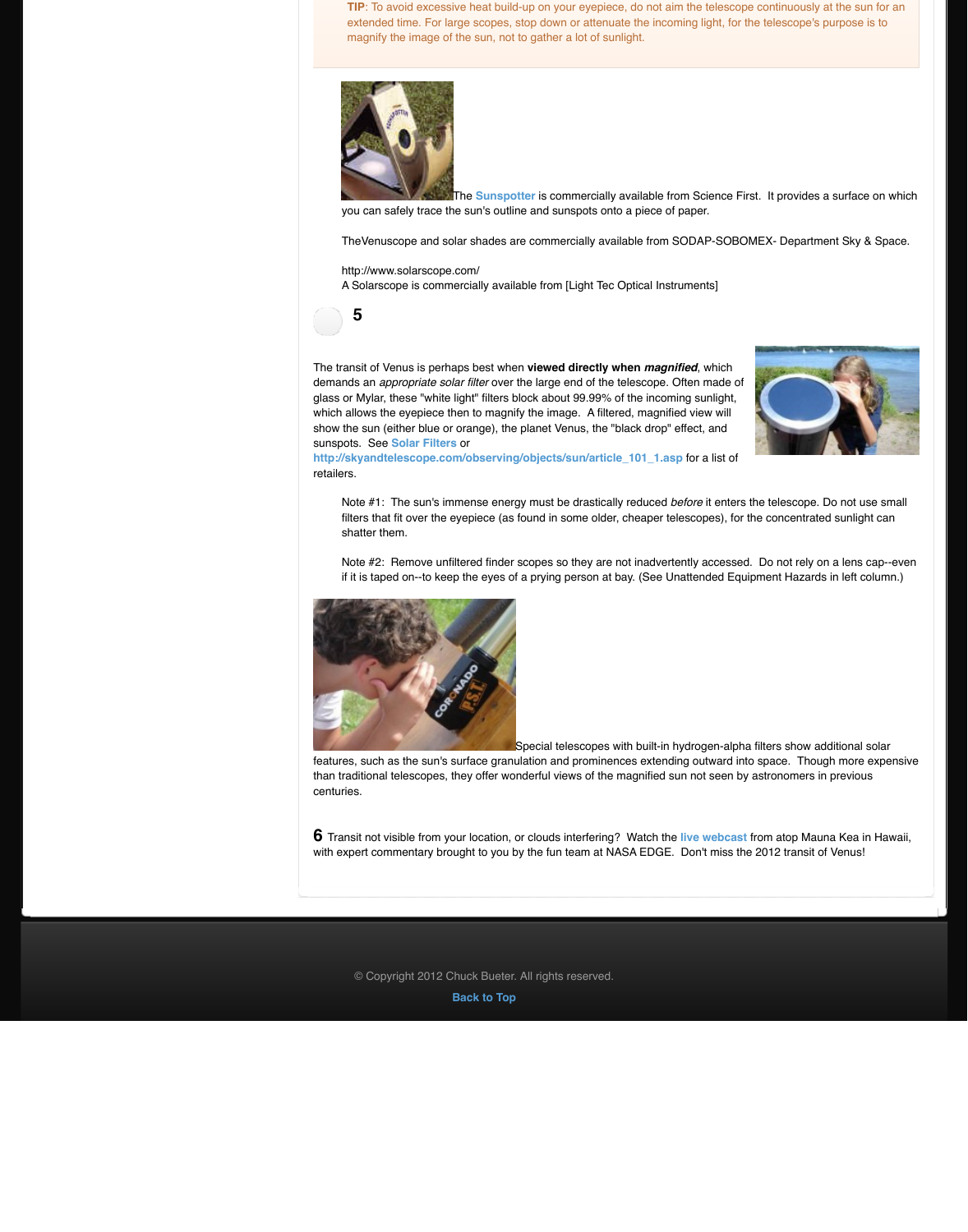**TIP**: To avoid excessive heat build-up on your eyepiece, do not aim the telescope continuously at the sun for an extended time. For large scopes, stop down or attenuate the incoming light, for the telescope's purpose is to magnify the image of the sun, not to gather a lot of sunlight.

The Sunspotter is commercially available from Science First. It provides a surface on which you can safely trace the sun's outline and sunspots onto a piece of paper.

TheVenuscope and solar shades are commercially available from SODAP-SOBOMEX- Department Sky & Space.

http://www.solarscope.com/
A Solarscope is commercially available from [Light Tec Optical Instruments]

**5**

The transit of Venus is perhaps best when **viewed directly when *magnified***, which demands an *appropriate solar filter* over the large end of the telescope. Often made of glass or Mylar, these "white light" filters block about 99.99% of the incoming sunlight, which allows the eyepiece then to magnify the image. A filtered, magnified view will show the sun (either blue or orange), the planet Venus, the "black drop" effect, and sunspots. See Solar Filters or http://skyandtelescope.com/observing/objects/sun/article_101_1.asp for a list of retailers.

Note #1: The sun's immense energy must be drastically reduced *before* it enters the telescope. Do not use small filters that fit over the eyepiece (as found in some older, cheaper telescopes), for the concentrated sunlight can shatter them.

Note #2: Remove unfiltered finder scopes so they are not inadvertently accessed. Do not rely on a lens cap--even if it is taped on--to keep the eyes of a prying person at bay. (See Unattended Equipment Hazards in left column.)

Special telescopes with built-in hydrogen-alpha filters show additional solar features, such as the sun's surface granulation and prominences extending outward into space. Though more expensive than traditional telescopes, they offer wonderful views of the magnified sun not seen by astronomers in previous centuries.

**6** Transit not visible from your location, or clouds interfering? Watch the live webcast from atop Mauna Kea in Hawaii, with expert commentary brought to you by the fun team at NASA EDGE. Don't miss the 2012 transit of Venus!

© Copyright 2012 Chuck Bueter. All rights reserved.

Back to Top